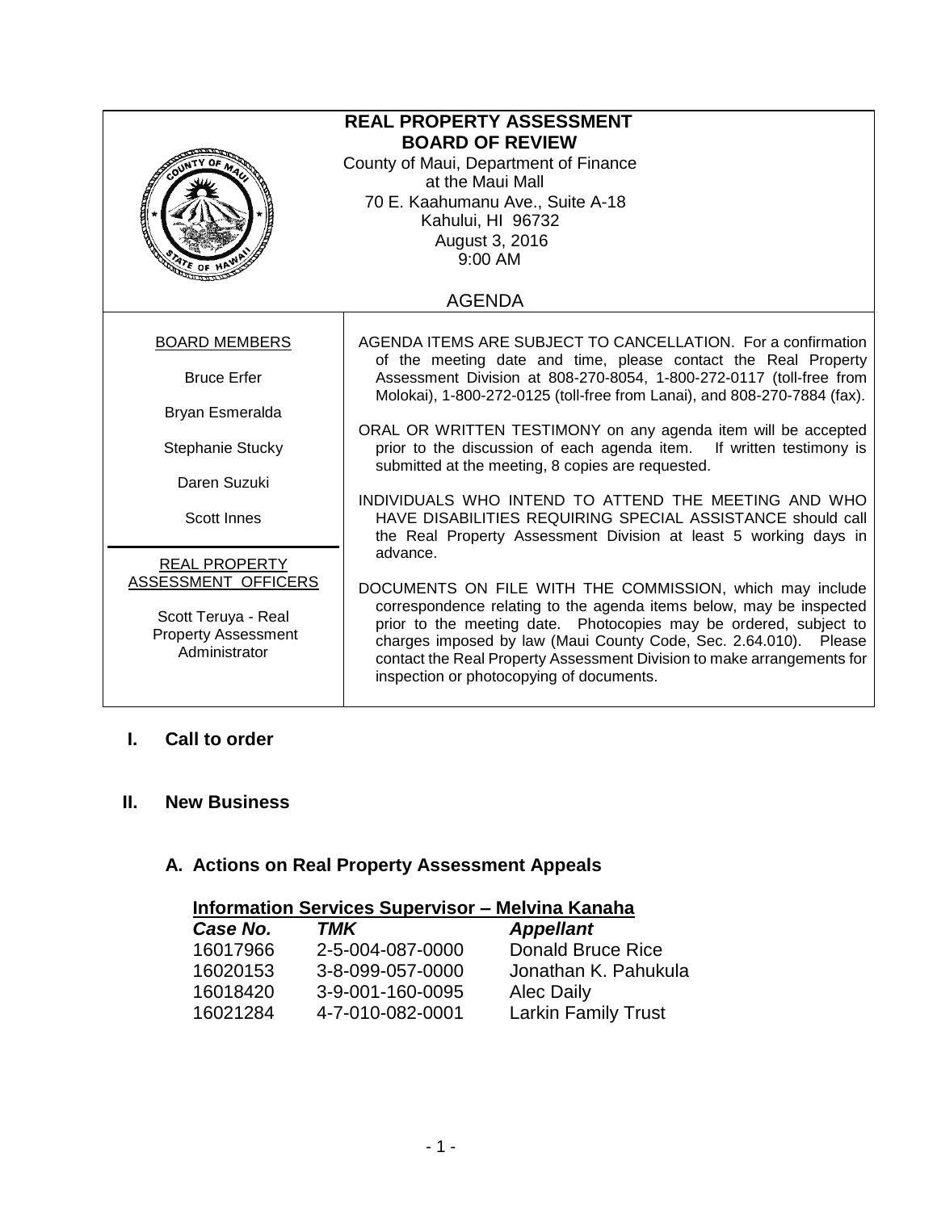# REAL PROPERTY ASSESSMENT BOARD OF REVIEW

County of Maui, Department of Finance
at the Maui Mall
70 E. Kaahumanu Ave., Suite A-18
Kahului, HI 96732
August 3, 2016
9:00 AM

AGENDA

BOARD MEMBERS

Bruce Erfer

Bryan Esmeralda

Stephanie Stucky

Daren Suzuki

Scott Innes

REAL PROPERTY ASSESSMENT OFFICERS

Scott Teruya - Real Property Assessment Administrator

AGENDA ITEMS ARE SUBJECT TO CANCELLATION. For a confirmation of the meeting date and time, please contact the Real Property Assessment Division at 808-270-8054, 1-800-272-0117 (toll-free from Molokai), 1-800-272-0125 (toll-free from Lanai), and 808-270-7884 (fax).

ORAL OR WRITTEN TESTIMONY on any agenda item will be accepted prior to the discussion of each agenda item. If written testimony is submitted at the meeting, 8 copies are requested.

INDIVIDUALS WHO INTEND TO ATTEND THE MEETING AND WHO HAVE DISABILITIES REQUIRING SPECIAL ASSISTANCE should call the Real Property Assessment Division at least 5 working days in advance.

DOCUMENTS ON FILE WITH THE COMMISSION, which may include correspondence relating to the agenda items below, may be inspected prior to the meeting date. Photocopies may be ordered, subject to charges imposed by law (Maui County Code, Sec. 2.64.010). Please contact the Real Property Assessment Division to make arrangements for inspection or photocopying of documents.

## I. Call to order

## II. New Business

### A. Actions on Real Property Assessment Appeals

**Information Services Supervisor – Melvina Kanaha**

| *Case No.* | *TMK* | *Appellant* |
|---|---|---|
| 16017966 | 2-5-004-087-0000 | Donald Bruce Rice |
| 16020153 | 3-8-099-057-0000 | Jonathan K. Pahukula |
| 16018420 | 3-9-001-160-0095 | Alec Daily |
| 16021284 | 4-7-010-082-0001 | Larkin Family Trust |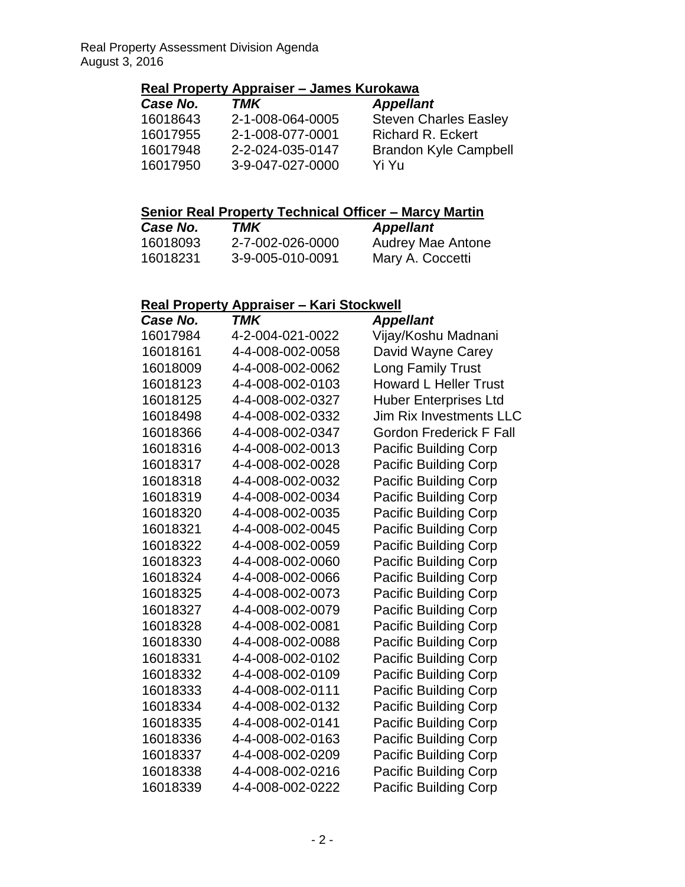## Real Property Appraiser – James Kurokawa

| *Case No.* | *TMK* | *Appellant* |
|---|---|---|
| 16018643 | 2-1-008-064-0005 | Steven Charles Easley |
| 16017955 | 2-1-008-077-0001 | Richard R. Eckert |
| 16017948 | 2-2-024-035-0147 | Brandon Kyle Campbell |
| 16017950 | 3-9-047-027-0000 | Yi Yu |

## Senior Real Property Technical Officer – Marcy Martin

| *Case No.* | *TMK* | *Appellant* |
|---|---|---|
| 16018093 | 2-7-002-026-0000 | Audrey Mae Antone |
| 16018231 | 3-9-005-010-0091 | Mary A. Coccetti |

## Real Property Appraiser – Kari Stockwell

| *Case No.* | *TMK* | *Appellant* |
|---|---|---|
| 16017984 | 4-2-004-021-0022 | Vijay/Koshu Madnani |
| 16018161 | 4-4-008-002-0058 | David Wayne Carey |
| 16018009 | 4-4-008-002-0062 | Long Family Trust |
| 16018123 | 4-4-008-002-0103 | Howard L Heller Trust |
| 16018125 | 4-4-008-002-0327 | Huber Enterprises Ltd |
| 16018498 | 4-4-008-002-0332 | Jim Rix Investments LLC |
| 16018366 | 4-4-008-002-0347 | Gordon Frederick F Fall |
| 16018316 | 4-4-008-002-0013 | Pacific Building Corp |
| 16018317 | 4-4-008-002-0028 | Pacific Building Corp |
| 16018318 | 4-4-008-002-0032 | Pacific Building Corp |
| 16018319 | 4-4-008-002-0034 | Pacific Building Corp |
| 16018320 | 4-4-008-002-0035 | Pacific Building Corp |
| 16018321 | 4-4-008-002-0045 | Pacific Building Corp |
| 16018322 | 4-4-008-002-0059 | Pacific Building Corp |
| 16018323 | 4-4-008-002-0060 | Pacific Building Corp |
| 16018324 | 4-4-008-002-0066 | Pacific Building Corp |
| 16018325 | 4-4-008-002-0073 | Pacific Building Corp |
| 16018327 | 4-4-008-002-0079 | Pacific Building Corp |
| 16018328 | 4-4-008-002-0081 | Pacific Building Corp |
| 16018330 | 4-4-008-002-0088 | Pacific Building Corp |
| 16018331 | 4-4-008-002-0102 | Pacific Building Corp |
| 16018332 | 4-4-008-002-0109 | Pacific Building Corp |
| 16018333 | 4-4-008-002-0111 | Pacific Building Corp |
| 16018334 | 4-4-008-002-0132 | Pacific Building Corp |
| 16018335 | 4-4-008-002-0141 | Pacific Building Corp |
| 16018336 | 4-4-008-002-0163 | Pacific Building Corp |
| 16018337 | 4-4-008-002-0209 | Pacific Building Corp |
| 16018338 | 4-4-008-002-0216 | Pacific Building Corp |
| 16018339 | 4-4-008-002-0222 | Pacific Building Corp |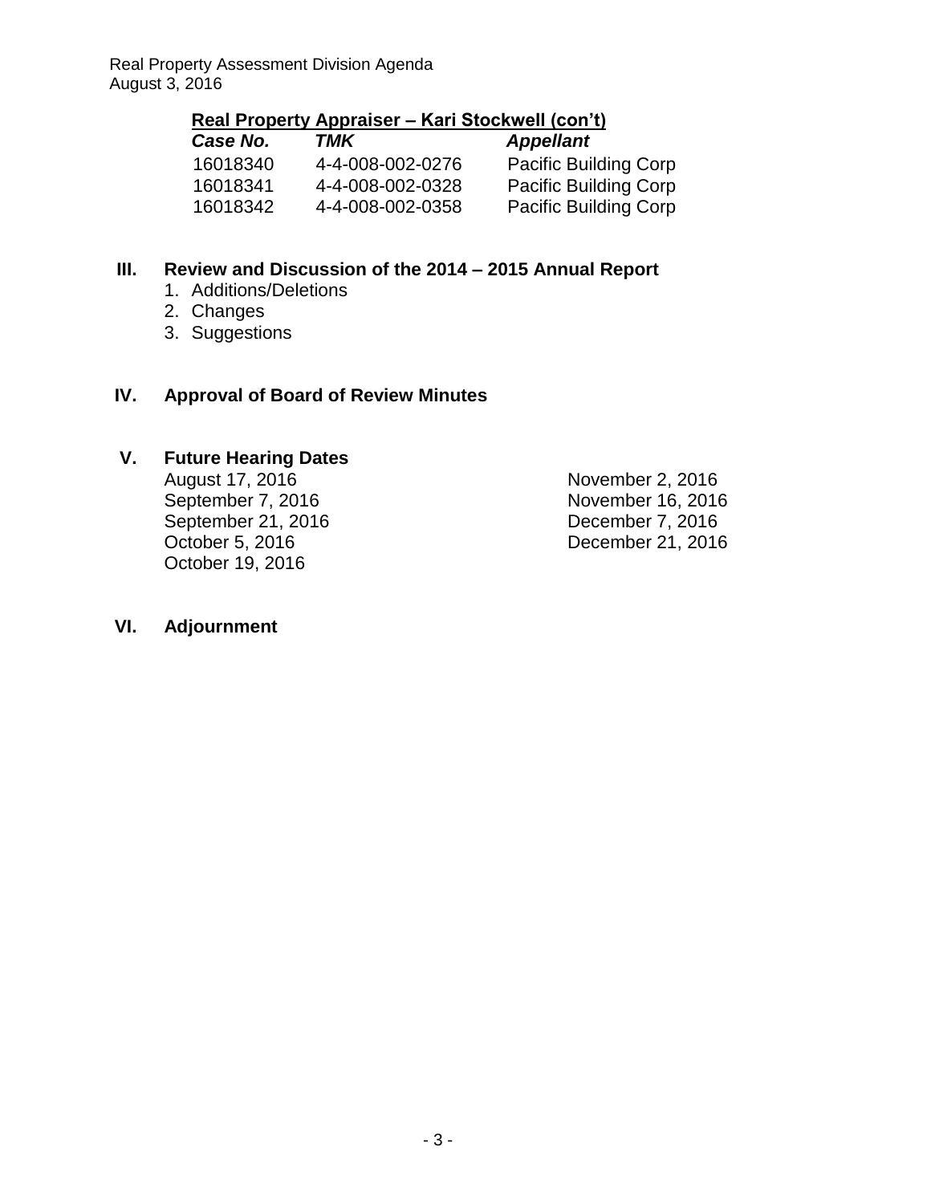**Real Property Appraiser – Kari Stockwell (con't)**

| *Case No.* | *TMK* | *Appellant* |
|---|---|---|
| 16018340 | 4-4-008-002-0276 | Pacific Building Corp |
| 16018341 | 4-4-008-002-0328 | Pacific Building Corp |
| 16018342 | 4-4-008-002-0358 | Pacific Building Corp |

## III. Review and Discussion of the 2014 – 2015 Annual Report

1. Additions/Deletions
2. Changes
3. Suggestions

## IV. Approval of Board of Review Minutes

## V. Future Hearing Dates

August 17, 2016
September 7, 2016
September 21, 2016
October 5, 2016
October 19, 2016
November 2, 2016
November 16, 2016
December 7, 2016
December 21, 2016

## VI. Adjournment